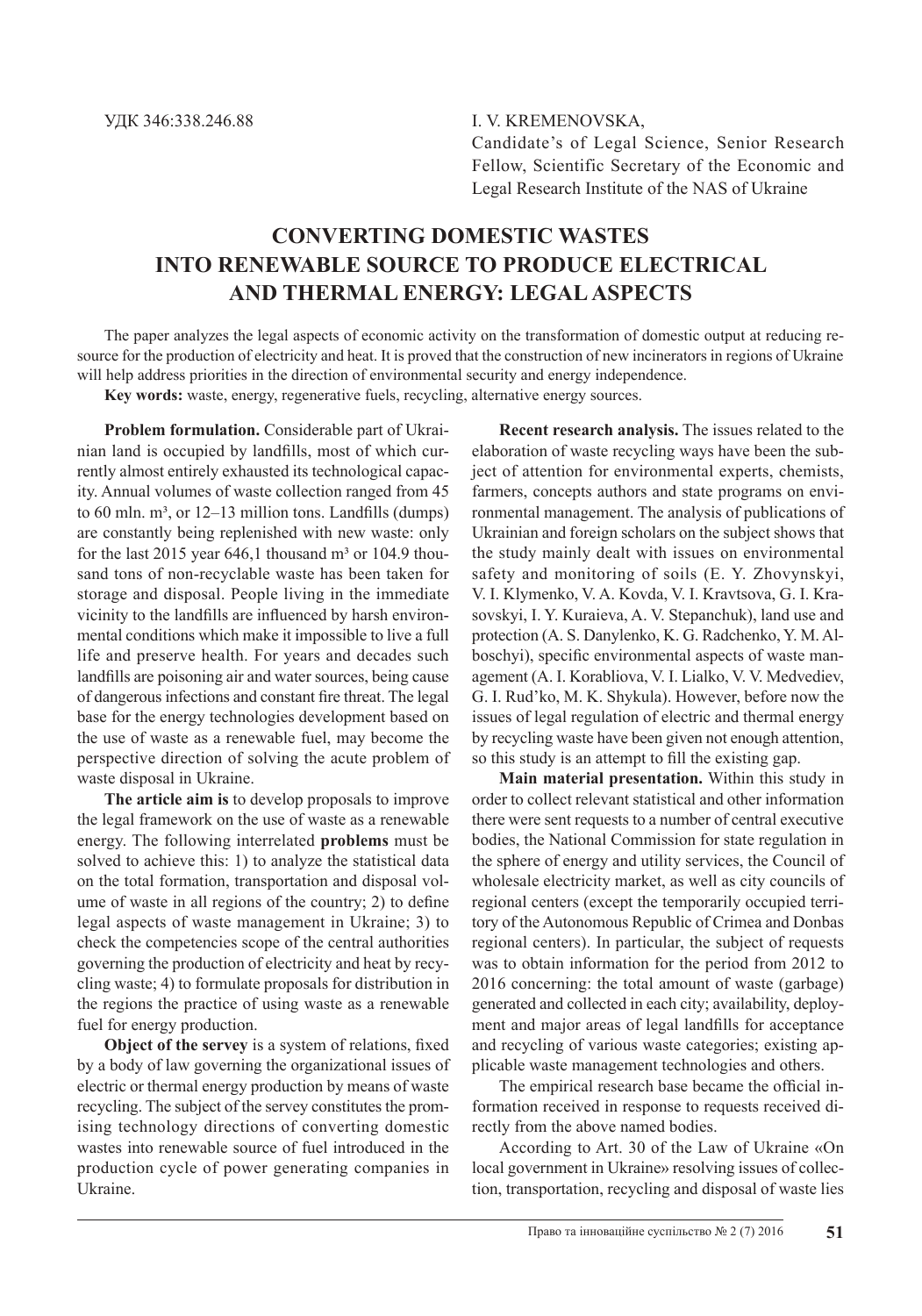УДК 346:338.246.88

I. V. KREMENOVSKA,
Candidate's of Legal Science, Senior Research Fellow, Scientific Secretary of the Economic and Legal Research Institute of the NAS of Ukraine

# CONVERTING DOMESTIC WASTES INTO RENEWABLE SOURCE TO PRODUCE ELECTRICAL AND THERMAL ENERGY: LEGAL ASPECTS

The paper analyzes the legal aspects of economic activity on the transformation of domestic output at reducing resource for the production of electricity and heat. It is proved that the construction of new incinerators in regions of Ukraine will help address priorities in the direction of environmental security and energy independence.

**Key words:** waste, energy, regenerative fuels, recycling, alternative energy sources.

**Problem formulation.** Considerable part of Ukrainian land is occupied by landfills, most of which currently almost entirely exhausted its technological capacity. Annual volumes of waste collection ranged from 45 to 60 mln. m³, or 12–13 million tons. Landfills (dumps) are constantly being replenished with new waste: only for the last 2015 year 646,1 thousand m³ or 104.9 thousand tons of non-recyclable waste has been taken for storage and disposal. People living in the immediate vicinity to the landfills are influenced by harsh environmental conditions which make it impossible to live a full life and preserve health. For years and decades such landfills are poisoning air and water sources, being cause of dangerous infections and constant fire threat. The legal base for the energy technologies development based on the use of waste as a renewable fuel, may become the perspective direction of solving the acute problem of waste disposal in Ukraine.

**The article aim is** to develop proposals to improve the legal framework on the use of waste as a renewable energy. The following interrelated **problems** must be solved to achieve this: 1) to analyze the statistical data on the total formation, transportation and disposal volume of waste in all regions of the country; 2) to define legal aspects of waste management in Ukraine; 3) to check the competencies scope of the central authorities governing the production of electricity and heat by recycling waste; 4) to formulate proposals for distribution in the regions the practice of using waste as a renewable fuel for energy production.

**Object of the servey** is a system of relations, fixed by a body of law governing the organizational issues of electric or thermal energy production by means of waste recycling. The subject of the servey constitutes the promising technology directions of converting domestic wastes into renewable source of fuel introduced in the production cycle of power generating companies in Ukraine.

**Recent research analysis.** The issues related to the elaboration of waste recycling ways have been the subject of attention for environmental experts, chemists, farmers, concepts authors and state programs on environmental management. The analysis of publications of Ukrainian and foreign scholars on the subject shows that the study mainly dealt with issues on environmental safety and monitoring of soils (E. Y. Zhovynskyi, V. I. Klymenko, V. A. Kovda, V. I. Kravtsova, G. I. Krasovskyi, I. Y. Kuraieva, A. V. Stepanchuk), land use and protection (A. S. Danylenko, K. G. Radchenko, Y. M. Alboschyi), specific environmental aspects of waste management (A. I. Korabliova, V. I. Lialko, V. V. Medvediev, G. I. Rud'ko, M. K. Shykula). However, before now the issues of legal regulation of electric and thermal energy by recycling waste have been given not enough attention, so this study is an attempt to fill the existing gap.

**Main material presentation.** Within this study in order to collect relevant statistical and other information there were sent requests to a number of central executive bodies, the National Commission for state regulation in the sphere of energy and utility services, the Council of wholesale electricity market, as well as city councils of regional centers (except the temporarily occupied territory of the Autonomous Republic of Crimea and Donbas regional centers). In particular, the subject of requests was to obtain information for the period from 2012 to 2016 concerning: the total amount of waste (garbage) generated and collected in each city; availability, deployment and major areas of legal landfills for acceptance and recycling of various waste categories; existing applicable waste management technologies and others.

The empirical research base became the official information received in response to requests received directly from the above named bodies.

According to Art. 30 of the Law of Ukraine «On local government in Ukraine» resolving issues of collection, transportation, recycling and disposal of waste lies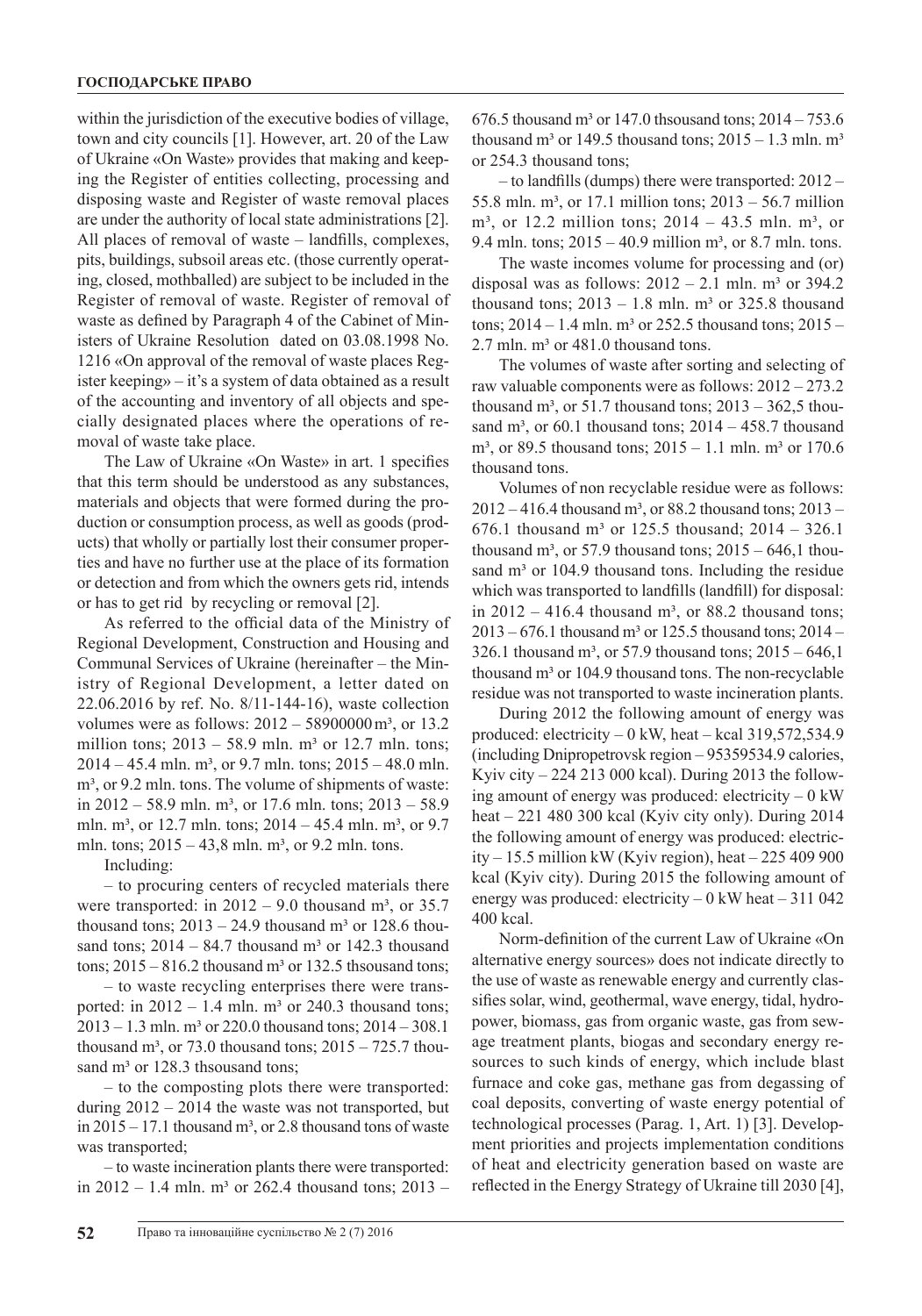within the jurisdiction of the executive bodies of village, town and city councils [1]. However, art. 20 of the Law of Ukraine «On Waste» provides that making and keeping the Register of entities collecting, processing and disposing waste and Register of waste removal places are under the authority of local state administrations [2]. All places of removal of waste – landfills, complexes, pits, buildings, subsoil areas etc. (those currently operating, closed, mothballed) are subject to be included in the Register of removal of waste. Register of removal of waste as defined by Paragraph 4 of the Cabinet of Ministers of Ukraine Resolution dated on 03.08.1998 No. 1216 «On approval of the removal of waste places Register keeping» – it's a system of data obtained as a result of the accounting and inventory of all objects and specially designated places where the operations of removal of waste take place.

The Law of Ukraine «On Waste» in art. 1 specifies that this term should be understood as any substances, materials and objects that were formed during the production or consumption process, as well as goods (products) that wholly or partially lost their consumer properties and have no further use at the place of its formation or detection and from which the owners gets rid, intends or has to get rid by recycling or removal [2].

As referred to the official data of the Ministry of Regional Development, Construction and Housing and Communal Services of Ukraine (hereinafter – the Ministry of Regional Development, a letter dated on 22.06.2016 by ref. No. 8/11-144-16), waste collection volumes were as follows: 2012 – 58900000 m³, or 13.2 million tons; 2013 – 58.9 mln. m³ or 12.7 mln. tons; 2014 – 45.4 mln. m³, or 9.7 mln. tons; 2015 – 48.0 mln. m³, or 9.2 mln. tons. The volume of shipments of waste: in 2012 – 58.9 mln. m³, or 17.6 mln. tons; 2013 – 58.9 mln. m³, or 12.7 mln. tons; 2014 – 45.4 mln. m³, or 9.7 mln. tons; 2015 – 43,8 mln. m³, or 9.2 mln. tons.

Including:

– to procuring centers of recycled materials there were transported: in 2012 – 9.0 thousand m³, or 35.7 thousand tons; 2013 – 24.9 thousand m³ or 128.6 thousand tons; 2014 – 84.7 thousand m³ or 142.3 thousand tons; 2015 – 816.2 thousand m³ or 132.5 thsousand tons;

– to waste recycling enterprises there were transported: in 2012 – 1.4 mln. m³ or 240.3 thousand tons; 2013 – 1.3 mln. m³ or 220.0 thousand tons; 2014 – 308.1 thousand m³, or 73.0 thousand tons; 2015 – 725.7 thousand m³ or 128.3 thsousand tons;

– to the composting plots there were transported: during 2012 – 2014 the waste was not transported, but in 2015 – 17.1 thousand m³, or 2.8 thousand tons of waste was transported;

– to waste incineration plants there were transported: in 2012 – 1.4 mln. m³ or 262.4 thousand tons; 2013 – 676.5 thousand m³ or 147.0 thsousand tons; 2014 – 753.6 thousand m³ or 149.5 thousand tons; 2015 – 1.3 mln. m³ or 254.3 thousand tons;

– to landfills (dumps) there were transported: 2012 – 55.8 mln. m³, or 17.1 million tons; 2013 – 56.7 million m³, or 12.2 million tons; 2014 – 43.5 mln. m³, or 9.4 mln. tons; 2015 – 40.9 million m³, or 8.7 mln. tons.

The waste incomes volume for processing and (or) disposal was as follows: 2012 – 2.1 mln. m³ or 394.2 thousand tons; 2013 – 1.8 mln. m³ or 325.8 thousand tons; 2014 – 1.4 mln. m³ or 252.5 thousand tons; 2015 – 2.7 mln. m³ or 481.0 thousand tons.

The volumes of waste after sorting and selecting of raw valuable components were as follows: 2012 – 273.2 thousand m³, or 51.7 thousand tons; 2013 – 362,5 thousand m³, or 60.1 thousand tons; 2014 – 458.7 thousand m³, or 89.5 thousand tons; 2015 – 1.1 mln. m³ or 170.6 thousand tons.

Volumes of non recyclable residue were as follows: 2012 – 416.4 thousand m³, or 88.2 thousand tons; 2013 – 676.1 thousand m³ or 125.5 thousand; 2014 – 326.1 thousand m³, or 57.9 thousand tons; 2015 – 646,1 thousand m³ or 104.9 thousand tons. Including the residue which was transported to landfills (landfill) for disposal: in 2012 – 416.4 thousand m³, or 88.2 thousand tons; 2013 – 676.1 thousand m³ or 125.5 thousand tons; 2014 – 326.1 thousand m³, or 57.9 thousand tons; 2015 – 646,1 thousand m³ or 104.9 thousand tons. The non-recyclable residue was not transported to waste incineration plants.

During 2012 the following amount of energy was produced: electricity – 0 kW, heat – kcal 319,572,534.9 (including Dnipropetrovsk region – 95359534.9 calories, Kyiv city – 224 213 000 kcal). During 2013 the following amount of energy was produced: electricity – 0 kW heat – 221 480 300 kcal (Kyiv city only). During 2014 the following amount of energy was produced: electricity – 15.5 million kW (Kyiv region), heat – 225 409 900 kcal (Kyiv city). During 2015 the following amount of energy was produced: electricity – 0 kW heat – 311 042 400 kcal.

Norm-definition of the current Law of Ukraine «On alternative energy sources» does not indicate directly to the use of waste as renewable energy and currently classifies solar, wind, geothermal, wave energy, tidal, hydropower, biomass, gas from organic waste, gas from sewage treatment plants, biogas and secondary energy resources to such kinds of energy, which include blast furnace and coke gas, methane gas from degassing of coal deposits, converting of waste energy potential of technological processes (Parag. 1, Art. 1) [3]. Development priorities and projects implementation conditions of heat and electricity generation based on waste are reflected in the Energy Strategy of Ukraine till 2030 [4],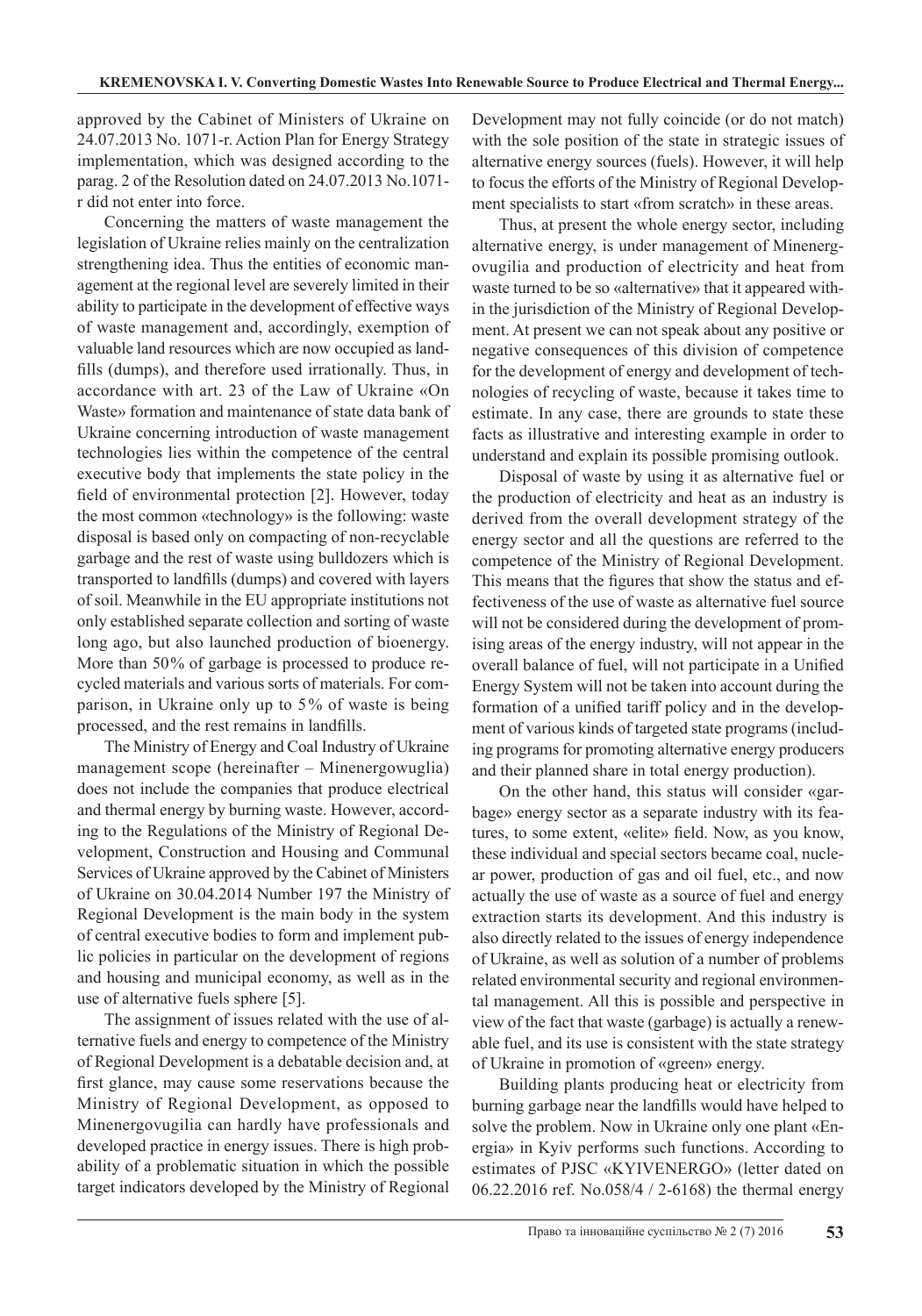approved by the Cabinet of Ministers of Ukraine on 24.07.2013 No. 1071-r. Action Plan for Energy Strategy implementation, which was designed according to the parag. 2 of the Resolution dated on 24.07.2013 No.1071-r did not enter into force.

Concerning the matters of waste management the legislation of Ukraine relies mainly on the centralization strengthening idea. Thus the entities of economic management at the regional level are severely limited in their ability to participate in the development of effective ways of waste management and, accordingly, exemption of valuable land resources which are now occupied as landfills (dumps), and therefore used irrationally. Thus, in accordance with art. 23 of the Law of Ukraine «On Waste» formation and maintenance of state data bank of Ukraine concerning introduction of waste management technologies lies within the competence of the central executive body that implements the state policy in the field of environmental protection [2]. However, today the most common «technology» is the following: waste disposal is based only on compacting of non-recyclable garbage and the rest of waste using bulldozers which is transported to landfills (dumps) and covered with layers of soil. Meanwhile in the EU appropriate institutions not only established separate collection and sorting of waste long ago, but also launched production of bioenergy. More than 50% of garbage is processed to produce recycled materials and various sorts of materials. For comparison, in Ukraine only up to 5% of waste is being processed, and the rest remains in landfills.

The Ministry of Energy and Coal Industry of Ukraine management scope (hereinafter – Minenergowuglia) does not include the companies that produce electrical and thermal energy by burning waste. However, according to the Regulations of the Ministry of Regional Development, Construction and Housing and Communal Services of Ukraine approved by the Cabinet of Ministers of Ukraine on 30.04.2014 Number 197 the Ministry of Regional Development is the main body in the system of central executive bodies to form and implement public policies in particular on the development of regions and housing and municipal economy, as well as in the use of alternative fuels sphere [5].

The assignment of issues related with the use of alternative fuels and energy to competence of the Ministry of Regional Development is a debatable decision and, at first glance, may cause some reservations because the Ministry of Regional Development, as opposed to Minenergovugilia can hardly have professionals and developed practice in energy issues. There is high probability of a problematic situation in which the possible target indicators developed by the Ministry of Regional Development may not fully coincide (or do not match) with the sole position of the state in strategic issues of alternative energy sources (fuels). However, it will help to focus the efforts of the Ministry of Regional Development specialists to start «from scratch» in these areas.

Thus, at present the whole energy sector, including alternative energy, is under management of Minenergovugilia and production of electricity and heat from waste turned to be so «alternative» that it appeared within the jurisdiction of the Ministry of Regional Development. At present we can not speak about any positive or negative consequences of this division of competence for the development of energy and development of technologies of recycling of waste, because it takes time to estimate. In any case, there are grounds to state these facts as illustrative and interesting example in order to understand and explain its possible promising outlook.

Disposal of waste by using it as alternative fuel or the production of electricity and heat as an industry is derived from the overall development strategy of the energy sector and all the questions are referred to the competence of the Ministry of Regional Development. This means that the figures that show the status and effectiveness of the use of waste as alternative fuel source will not be considered during the development of promising areas of the energy industry, will not appear in the overall balance of fuel, will not participate in a Unified Energy System will not be taken into account during the formation of a unified tariff policy and in the development of various kinds of targeted state programs (including programs for promoting alternative energy producers and their planned share in total energy production).

On the other hand, this status will consider «garbage» energy sector as a separate industry with its features, to some extent, «elite» field. Now, as you know, these individual and special sectors became coal, nuclear power, production of gas and oil fuel, etc., and now actually the use of waste as a source of fuel and energy extraction starts its development. And this industry is also directly related to the issues of energy independence of Ukraine, as well as solution of a number of problems related environmental security and regional environmental management. All this is possible and perspective in view of the fact that waste (garbage) is actually a renewable fuel, and its use is consistent with the state strategy of Ukraine in promotion of «green» energy.

Building plants producing heat or electricity from burning garbage near the landfills would have helped to solve the problem. Now in Ukraine only one plant «Energia» in Kyiv performs such functions. According to estimates of PJSC «KYIVENERGO» (letter dated on 06.22.2016 ref. No.058/4 / 2-6168) the thermal energy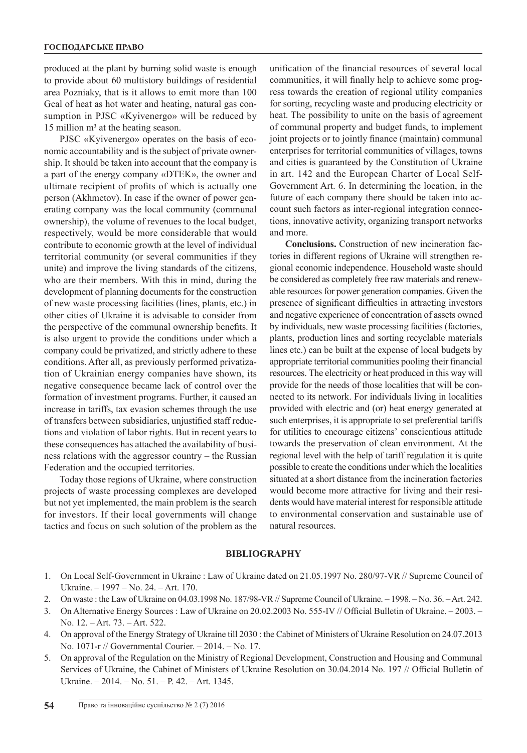produced at the plant by burning solid waste is enough to provide about 60 multistory buildings of residential area Pozniaky, that is it allows to emit more than 100 Gcal of heat as hot water and heating, natural gas consumption in PJSC «Kyivenergo» will be reduced by 15 million $m^3$ at the heating season.

PJSC «Kyivenergo» operates on the basis of economic accountability and is the subject of private ownership. It should be taken into account that the company is a part of the energy company «DTEK», the owner and ultimate recipient of profits of which is actually one person (Akhmetov). In case if the owner of power generating company was the local community (communal ownership), the volume of revenues to the local budget, respectively, would be more considerable that would contribute to economic growth at the level of individual territorial community (or several communities if they unite) and improve the living standards of the citizens, who are their members. With this in mind, during the development of planning documents for the construction of new waste processing facilities (lines, plants, etc.) in other cities of Ukraine it is advisable to consider from the perspective of the communal ownership benefits. It is also urgent to provide the conditions under which a company could be privatized, and strictly adhere to these conditions. After all, as previously performed privatization of Ukrainian energy companies have shown, its negative consequence became lack of control over the formation of investment programs. Further, it caused an increase in tariffs, tax evasion schemes through the use of transfers between subsidiaries, unjustified staff reductions and violation of labor rights. But in recent years to these consequences has attached the availability of business relations with the aggressor country – the Russian Federation and the occupied territories.

Today those regions of Ukraine, where construction projects of waste processing complexes are developed but not yet implemented, the main problem is the search for investors. If their local governments will change tactics and focus on such solution of the problem as the unification of the financial resources of several local communities, it will finally help to achieve some progress towards the creation of regional utility companies for sorting, recycling waste and producing electricity or heat. The possibility to unite on the basis of agreement of communal property and budget funds, to implement joint projects or to jointly finance (maintain) communal enterprises for territorial communities of villages, towns and cities is guaranteed by the Constitution of Ukraine in art. 142 and the European Charter of Local Self-Government Art. 6. In determining the location, in the future of each company there should be taken into account such factors as inter-regional integration connections, innovative activity, organizing transport networks and more.

**Conclusions.** Construction of new incineration factories in different regions of Ukraine will strengthen regional economic independence. Household waste should be considered as completely free raw materials and renewable resources for power generation companies. Given the presence of significant difficulties in attracting investors and negative experience of concentration of assets owned by individuals, new waste processing facilities (factories, plants, production lines and sorting recyclable materials lines etc.) can be built at the expense of local budgets by appropriate territorial communities pooling their financial resources. The electricity or heat produced in this way will provide for the needs of those localities that will be connected to its network. For individuals living in localities provided with electric and (or) heat energy generated at such enterprises, it is appropriate to set preferential tariffs for utilities to encourage citizens' conscientious attitude towards the preservation of clean environment. At the regional level with the help of tariff regulation it is quite possible to create the conditions under which the localities situated at a short distance from the incineration factories would become more attractive for living and their residents would have material interest for responsible attitude to environmental conservation and sustainable use of natural resources.

## BIBLIOGRAPHY

1. On Local Self-Government in Ukraine : Law of Ukraine dated on 21.05.1997 No. 280/97-VR // Supreme Council of Ukraine. – 1997 – No. 24. – Art. 170.
2. On waste : the Law of Ukraine on 04.03.1998 No. 187/98-VR // Supreme Council of Ukraine. – 1998. – No. 36. – Art. 242.
3. On Alternative Energy Sources : Law of Ukraine on 20.02.2003 No. 555-IV // Official Bulletin of Ukraine. – 2003. – No. 12. – Art. 73. – Art. 522.
4. On approval of the Energy Strategy of Ukraine till 2030 : the Cabinet of Ministers of Ukraine Resolution on 24.07.2013 No. 1071-r // Governmental Courier. – 2014. – No. 17.
5. On approval of the Regulation on the Ministry of Regional Development, Construction and Housing and Communal Services of Ukraine, the Cabinet of Ministers of Ukraine Resolution on 30.04.2014 No. 197 // Official Bulletin of Ukraine. – 2014. – No. 51. – P. 42. – Art. 1345.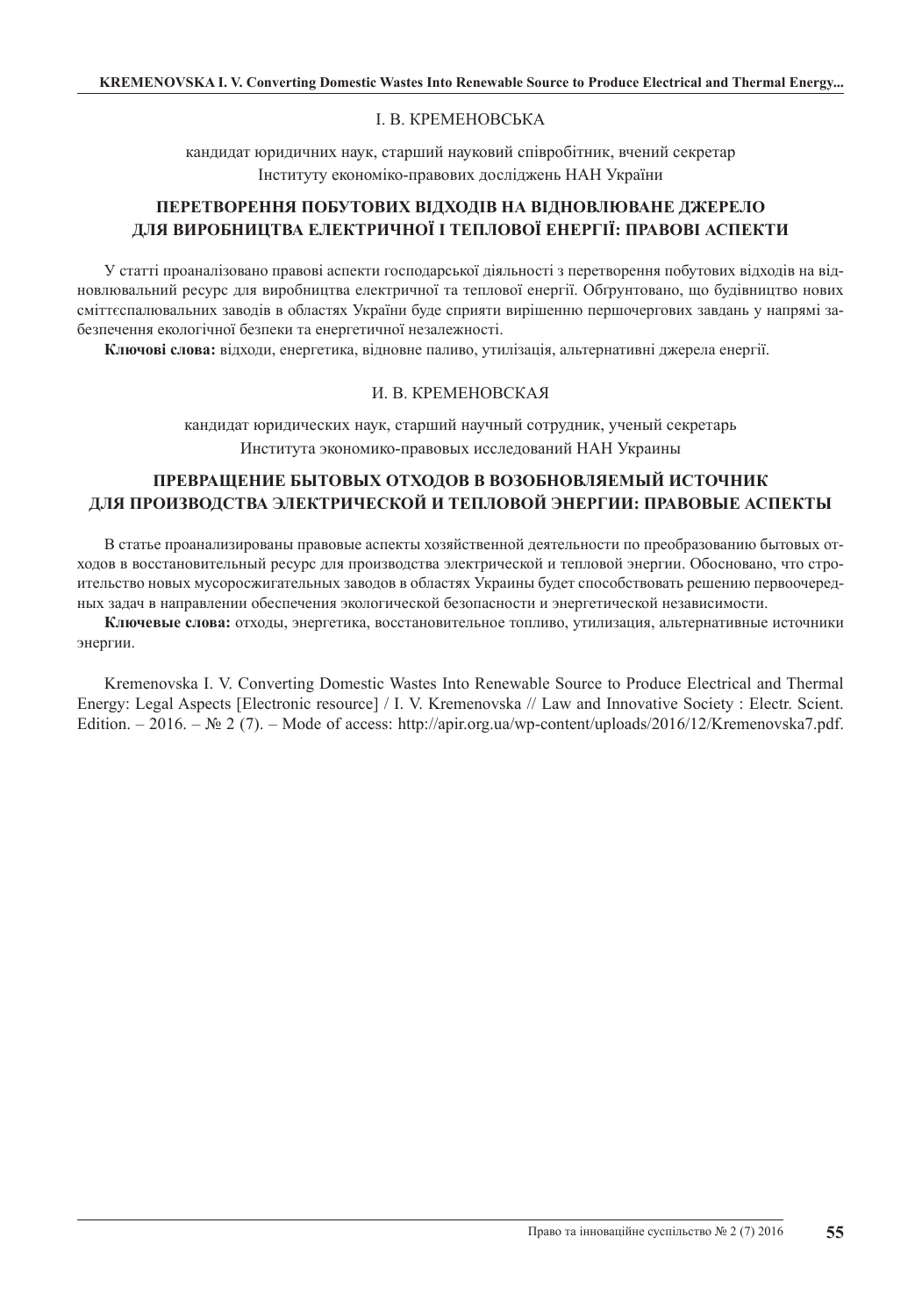І. В. КРЕМЕНОВСЬКА

кандидат юридичних наук, старший науковий співробітник, вчений секретар
Інституту економіко-правових досліджень НАН України

## ПЕРЕТВОРЕННЯ ПОБУТОВИХ ВІДХОДІВ НА ВІДНОВЛЮВАНЕ ДЖЕРЕЛО ДЛЯ ВИРОБНИЦТВА ЕЛЕКТРИЧНОЇ І ТЕПЛОВОЇ ЕНЕРГІЇ: ПРАВОВІ АСПЕКТИ

У статті проаналізовано правові аспекти господарської діяльності з перетворення побутових відходів на відновлювальний ресурс для виробництва електричної та теплової енергії. Обґрунтовано, що будівництво нових сміттєспалювальних заводів в областях України буде сприяти вирішенню першочергових завдань у напрямі забезпечення екологічної безпеки та енергетичної незалежності.

**Ключові слова:** відходи, енергетика, відновне паливо, утилізація, альтернативні джерела енергії.

И. В. КРЕМЕНОВСКАЯ

кандидат юридических наук, старший научный сотрудник, ученый секретарь
Института экономико-правовых исследований НАН Украины

## ПРЕВРАЩЕНИЕ БЫТОВЫХ ОТХОДОВ В ВОЗОБНОВЛЯЕМЫЙ ИСТОЧНИК ДЛЯ ПРОИЗВОДСТВА ЭЛЕКТРИЧЕСКОЙ И ТЕПЛОВОЙ ЭНЕРГИИ: ПРАВОВЫЕ АСПЕКТЫ

В статье проанализированы правовые аспекты хозяйственной деятельности по преобразованию бытовых отходов в восстановительный ресурс для производства электрической и тепловой энергии. Обосновано, что строительство новых мусоросжигательных заводов в областях Украины будет способствовать решению первоочередных задач в направлении обеспечения экологической безопасности и энергетической независимости.

**Ключевые слова:** отходы, энергетика, восстановительное топливо, утилизация, альтернативные источники энергии.

Kremenovska I. V. Converting Domestic Wastes Into Renewable Source to Produce Electrical and Thermal Energy: Legal Aspects [Electronic resource] / I. V. Kremenovska // Law and Innovative Society : Electr. Scient. Edition. – 2016. – № 2 (7). – Mode of access: http://apir.org.ua/wp-content/uploads/2016/12/Kremenovska7.pdf.